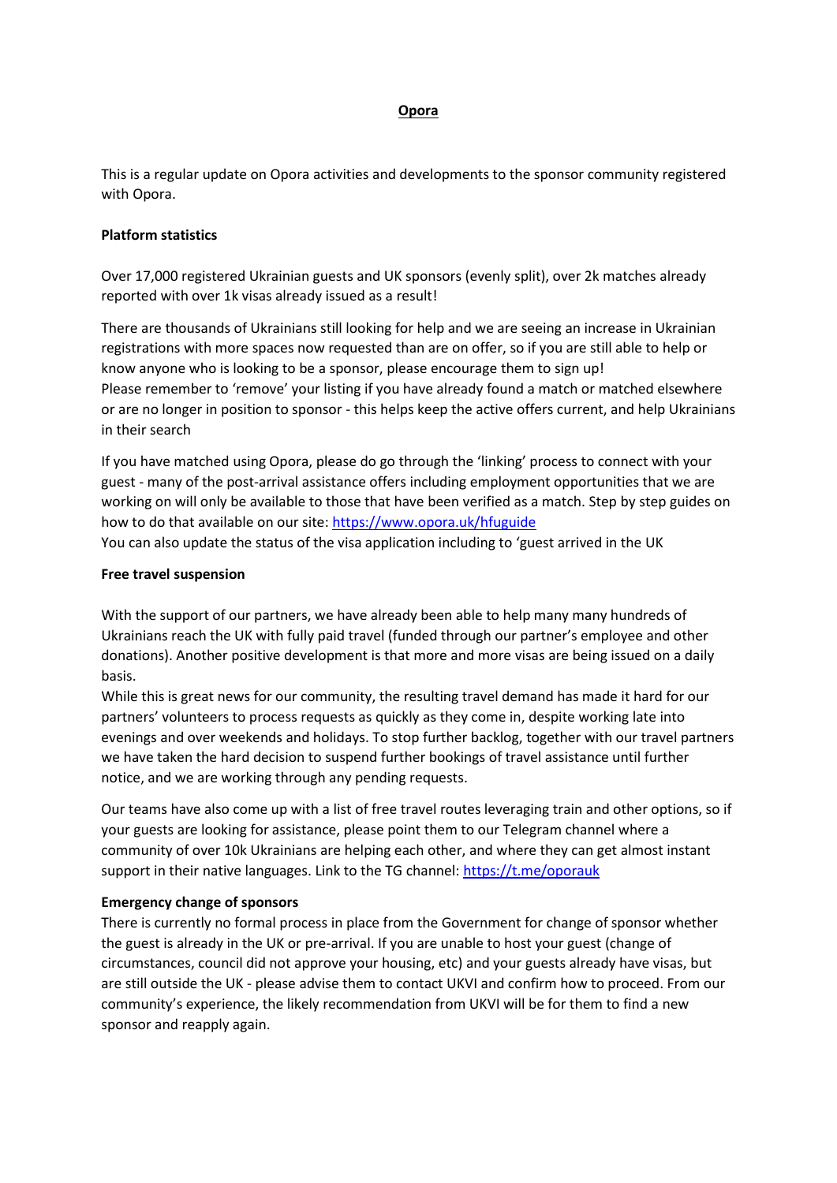# **Opora**

This is a regular update on Opora activities and developments to the sponsor community registered with Opora.

**Platform statistics**

Over 17,000 registered Ukrainian guests and UK sponsors (evenly split), over 2k matches already reported with over 1k visas already issued as a result!

There are thousands of Ukrainians still looking for help and we are seeing an increase in Ukrainian registrations with more spaces now requested than are on offer, so if you are still able to help or know anyone who is looking to be a sponsor, please encourage them to sign up!
Please remember to 'remove' your listing if you have already found a match or matched elsewhere or are no longer in position to sponsor - this helps keep the active offers current, and help Ukrainians in their search

If you have matched using Opora, please do go through the 'linking' process to connect with your guest - many of the post-arrival assistance offers including employment opportunities that we are working on will only be available to those that have been verified as a match. Step by step guides on how to do that available on our site: https://www.opora.uk/hfuguide
You can also update the status of the visa application including to 'guest arrived in the UK

**Free travel suspension**

With the support of our partners, we have already been able to help many many hundreds of Ukrainians reach the UK with fully paid travel (funded through our partner's employee and other donations). Another positive development is that more and more visas are being issued on a daily basis.
While this is great news for our community, the resulting travel demand has made it hard for our partners' volunteers to process requests as quickly as they come in, despite working late into evenings and over weekends and holidays. To stop further backlog, together with our travel partners we have taken the hard decision to suspend further bookings of travel assistance until further notice, and we are working through any pending requests.

Our teams have also come up with a list of free travel routes leveraging train and other options, so if your guests are looking for assistance, please point them to our Telegram channel where a community of over 10k Ukrainians are helping each other, and where they can get almost instant support in their native languages. Link to the TG channel: https://t.me/oporauk

**Emergency change of sponsors**

There is currently no formal process in place from the Government for change of sponsor whether the guest is already in the UK or pre-arrival. If you are unable to host your guest (change of circumstances, council did not approve your housing, etc) and your guests already have visas, but are still outside the UK - please advise them to contact UKVI and confirm how to proceed. From our community's experience, the likely recommendation from UKVI will be for them to find a new sponsor and reapply again.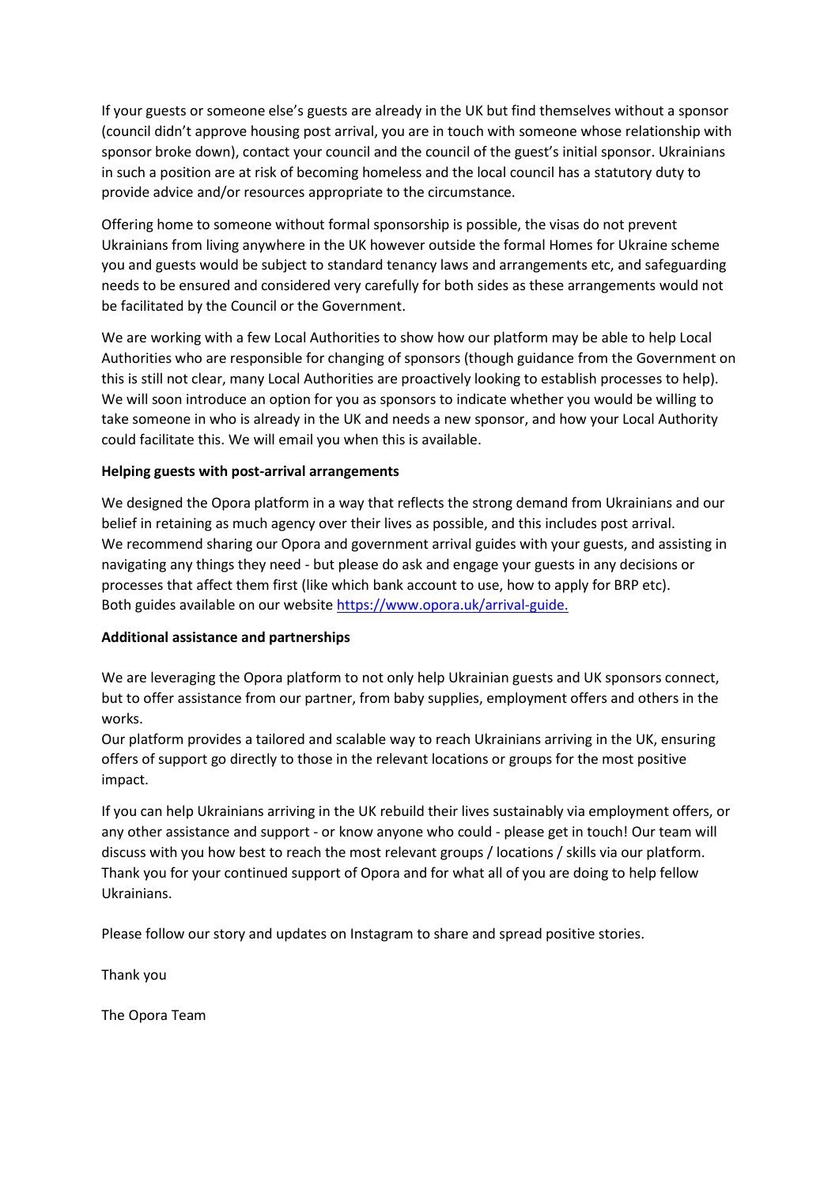If your guests or someone else's guests are already in the UK but find themselves without a sponsor (council didn't approve housing post arrival, you are in touch with someone whose relationship with sponsor broke down), contact your council and the council of the guest's initial sponsor. Ukrainians in such a position are at risk of becoming homeless and the local council has a statutory duty to provide advice and/or resources appropriate to the circumstance.

Offering home to someone without formal sponsorship is possible, the visas do not prevent Ukrainians from living anywhere in the UK however outside the formal Homes for Ukraine scheme you and guests would be subject to standard tenancy laws and arrangements etc, and safeguarding needs to be ensured and considered very carefully for both sides as these arrangements would not be facilitated by the Council or the Government.

We are working with a few Local Authorities to show how our platform may be able to help Local Authorities who are responsible for changing of sponsors (though guidance from the Government on this is still not clear, many Local Authorities are proactively looking to establish processes to help). We will soon introduce an option for you as sponsors to indicate whether you would be willing to take someone in who is already in the UK and needs a new sponsor, and how your Local Authority could facilitate this. We will email you when this is available.

**Helping guests with post-arrival arrangements**

We designed the Opora platform in a way that reflects the strong demand from Ukrainians and our belief in retaining as much agency over their lives as possible, and this includes post arrival.
We recommend sharing our Opora and government arrival guides with your guests, and assisting in navigating any things they need - but please do ask and engage your guests in any decisions or processes that affect them first (like which bank account to use, how to apply for BRP etc).
Both guides available on our website [https://www.opora.uk/arrival-guide.](https://www.opora.uk/arrival-guide)

**Additional assistance and partnerships**

We are leveraging the Opora platform to not only help Ukrainian guests and UK sponsors connect, but to offer assistance from our partner, from baby supplies, employment offers and others in the works.
Our platform provides a tailored and scalable way to reach Ukrainians arriving in the UK, ensuring offers of support go directly to those in the relevant locations or groups for the most positive impact.

If you can help Ukrainians arriving in the UK rebuild their lives sustainably via employment offers, or any other assistance and support - or know anyone who could - please get in touch! Our team will discuss with you how best to reach the most relevant groups / locations / skills via our platform.
Thank you for your continued support of Opora and for what all of you are doing to help fellow Ukrainians.

Please follow our story and updates on Instagram to share and spread positive stories.

Thank you

The Opora Team